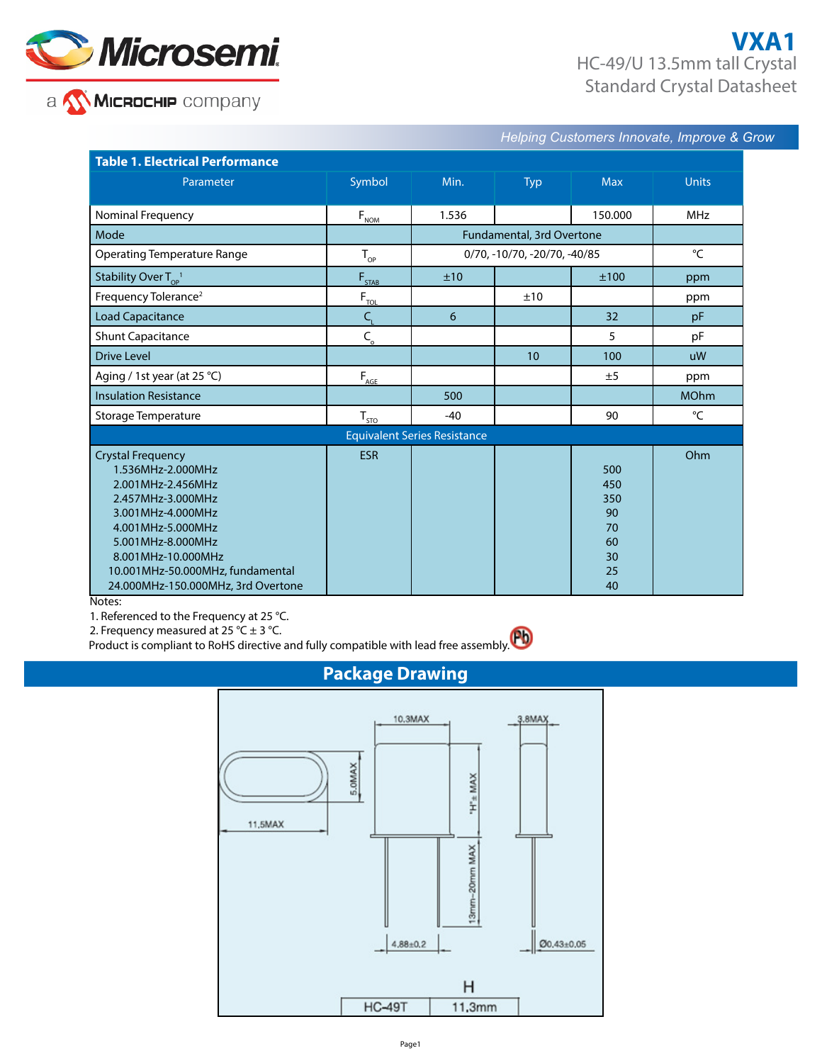# VXA1

HC-49/U 13.5mm tall Crystal
Standard Crystal Datasheet

*Helping Customers Innovate, Improve & Grow*

**Table 1. Electrical Performance**

| Parameter | Symbol | Min. | Typ | Max | Units |
|---|---|---|---|---|---|
| Nominal Frequency | $F_{NOM}$ | 1.536 | | 150.000 | MHz |
| Mode | | Fundamental, 3rd Overtone | | | |
| Operating Temperature Range | $T_{OP}$ | 0/70, -10/70, -20/70, -40/85 | | | °C |
| Stability Over $T_{OP}$ [1] | $F_{STAB}$ | ±10 | | ±100 | ppm |
| Frequency Tolerance[2] | $F_{TOL}$ | | ±10 | | ppm |
| Load Capacitance | $C_L$ | 6 | | 32 | pF |
| Shunt Capacitance | $C_o$ | | | 5 | pF |
| Drive Level | | | 10 | 100 | uW |
| Aging / 1st year (at 25 °C) | $F_{AGE}$ | | | ±5 | ppm |
| Insulation Resistance | | 500 | | | MOhm |
| Storage Temperature | $T_{STO}$ | -40 | | 90 | °C |
| **Equivalent Series Resistance** | | | | | |
| Crystal Frequency | ESR | | | | Ohm |
| 1.536MHz-2.000MHz | | | | 500 | |
| 2.001MHz-2.456MHz | | | | 450 | |
| 2.457MHz-3.000MHz | | | | 350 | |
| 3.001MHz-4.000MHz | | | | 90 | |
| 4.001MHz-5.000MHz | | | | 70 | |
| 5.001MHz-8.000MHz | | | | 60 | |
| 8.001MHz-10.000MHz | | | | 30 | |
| 10.001MHz-50.000MHz, fundamental | | | | 25 | |
| 24.000MHz-150.000MHz, 3rd Overtone | | | | 40 | |

Notes:

1. Referenced to the Frequency at 25 °C.
2. Frequency measured at 25 °C ± 3 °C.

Product is compliant to RoHS directive and fully compatible with lead free assembly.

## Package Drawing

10.3MAX, 3.8MAX, 5.0MAX, 11.5MAX, "H"± MAX, 13mm–20mm MAX, 4.88±0.2, Ø0.43±0.05

| | H |
|---|---|
| HC-49T | 11.3mm |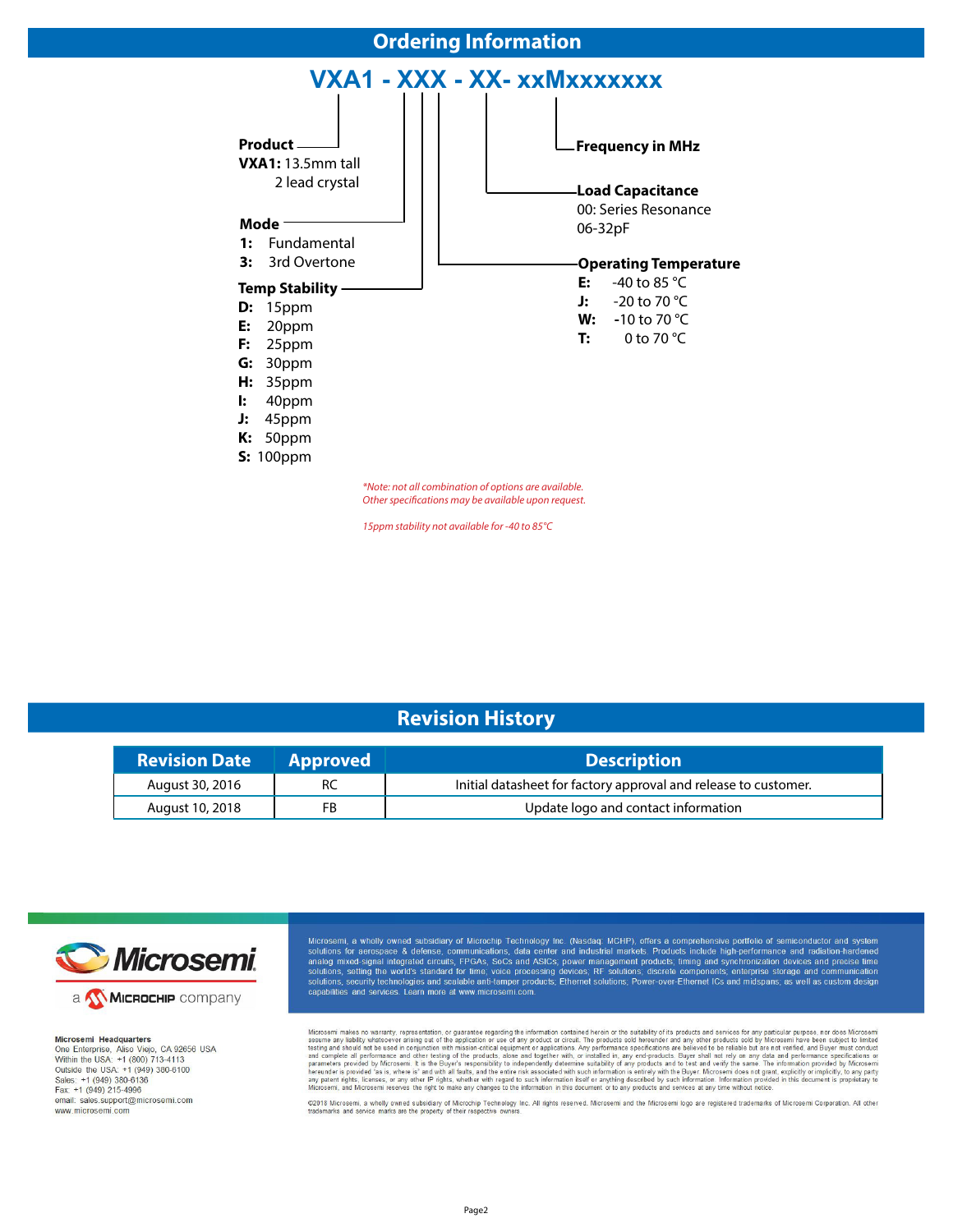## Ordering Information

**VXA1 - XXX - XX- xxMxxxxxxx**

**Product**
**VXA1:** 13.5mm tall 2 lead crystal

**Mode**
- **1:** Fundamental
- **3:** 3rd Overtone

**Temp Stability**
- **D:** 15ppm
- **E:** 20ppm
- **F:** 25ppm
- **G:** 30ppm
- **H:** 35ppm
- **I:** 40ppm
- **J:** 45ppm
- **K:** 50ppm
- **S:** 100ppm

**Frequency in MHz**

**Load Capacitance**
00: Series Resonance
06-32pF

**Operating Temperature**
- **E:** -40 to 85 °C
- **J:** -20 to 70 °C
- **W:** -10 to 70 °C
- **T:** 0 to 70 °C

*\*Note: not all combination of options are available. Other specifications may be available upon request.*

*15ppm stability not available for -40 to 85°C*

## Revision History

| Revision Date | Approved | Description |
|---|---|---|
| August 30, 2016 | RC | Initial datasheet for factory approval and release to customer. |
| August 10, 2018 | FB | Update logo and contact information |

Microsemi, a wholly owned subsidiary of Microchip Technology Inc. (Nasdaq: MCHP), offers a comprehensive portfolio of semiconductor and system solutions for aerospace & defense, communications, data center and industrial markets. Products include high-performance and radiation-hardened analog mixed-signal integrated circuits, FPGAs, SoCs and ASICs; power management products; timing and synchronization devices and precise time solutions, setting the world's standard for time; voice processing devices; RF solutions; discrete components; enterprise storage and communication solutions, security technologies and scalable anti-tamper products; Ethernet solutions; Power-over-Ethernet ICs and midspans; as well as custom design capabilities and services. Learn more at www.microsemi.com.

**Microsemi Headquarters**
One Enterprise, Aliso Viejo, CA 92656 USA
Within the USA: +1 (800) 713-4113
Outside the USA: +1 (949) 380-6100
Sales: +1 (949) 380-6136
Fax: +1 (949) 215-4996
email: sales.support@microsemi.com
www.microsemi.com

Microsemi makes no warranty, representation, or guarantee regarding the information contained herein or the suitability of its products and services for any particular purpose, nor does Microsemi assume any liability whatsoever arising out of the application or use of any product or circuit. The products sold hereunder and any other products sold by Microsemi have been subject to limited testing and should not be used in conjunction with mission-critical equipment or applications. Any performance specifications are believed to be reliable but are not verified, and Buyer must conduct and complete all performance and other testing of the products, alone and together with, or installed in, any end-products. Buyer shall not rely on any data and performance specifications or parameters provided by Microsemi. It is the Buyer's responsibility to independently determine suitability of any products and to test and verify the same. The information provided by Microsemi hereunder is provided "as is, where is" and with all faults, and the entire risk associated with such information is entirely with the Buyer. Microsemi does not grant, explicitly or implicitly, to any party any patent rights, licenses, or any other IP rights, whether with regard to such information itself or anything described by such information. Information provided in this document is proprietary to Microsemi, and Microsemi reserves the right to make any changes to the information in this document or to any products and services at any time without notice.

©2018 Microsemi, a wholly owned subsidiary of Microchip Technology Inc. All rights reserved. Microsemi and the Microsemi logo are registered trademarks of Microsemi Corporation. All other trademarks and service marks are the property of their respective owners.